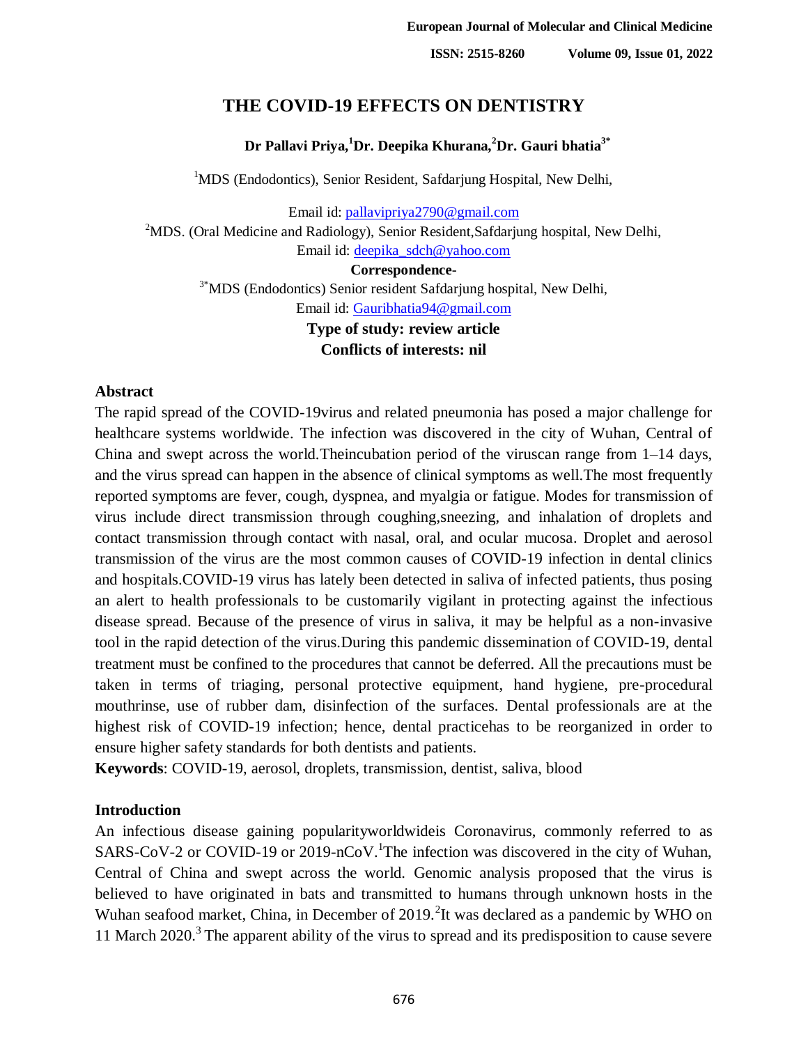# THE COVID-19 EFFECTS ON DENTISTRY

**Dr Pallavi Priya,[1] Dr. Deepika Khurana,[2] Dr. Gauri bhatia[3*]**

[1]MDS (Endodontics), Senior Resident, Safdarjung Hospital, New Delhi,

Email id: pallavipriya2790@gmail.com

[2]MDS. (Oral Medicine and Radiology), Senior Resident,Safdarjung hospital, New Delhi,

Email id: deepika_sdch@yahoo.com

**Correspondence-**

[3*]MDS (Endodontics) Senior resident Safdarjung hospital, New Delhi,

Email id: Gauribhatia94@gmail.com

**Type of study: review article**

**Conflicts of interests: nil**

## Abstract

The rapid spread of the COVID-19virus and related pneumonia has posed a major challenge for healthcare systems worldwide. The infection was discovered in the city of Wuhan, Central of China and swept across the world.Theincubation period of the viruscan range from 1–14 days, and the virus spread can happen in the absence of clinical symptoms as well.The most frequently reported symptoms are fever, cough, dyspnea, and myalgia or fatigue. Modes for transmission of virus include direct transmission through coughing,sneezing, and inhalation of droplets and contact transmission through contact with nasal, oral, and ocular mucosa. Droplet and aerosol transmission of the virus are the most common causes of COVID-19 infection in dental clinics and hospitals.COVID-19 virus has lately been detected in saliva of infected patients, thus posing an alert to health professionals to be customarily vigilant in protecting against the infectious disease spread. Because of the presence of virus in saliva, it may be helpful as a non-invasive tool in the rapid detection of the virus.During this pandemic dissemination of COVID-19, dental treatment must be confined to the procedures that cannot be deferred. All the precautions must be taken in terms of triaging, personal protective equipment, hand hygiene, pre-procedural mouthrinse, use of rubber dam, disinfection of the surfaces. Dental professionals are at the highest risk of COVID-19 infection; hence, dental practicehas to be reorganized in order to ensure higher safety standards for both dentists and patients.

**Keywords**: COVID-19, aerosol, droplets, transmission, dentist, saliva, blood

## Introduction

An infectious disease gaining popularityworldwideis Coronavirus, commonly referred to as SARS-CoV-2 or COVID-19 or 2019-nCoV.[1]The infection was discovered in the city of Wuhan, Central of China and swept across the world. Genomic analysis proposed that the virus is believed to have originated in bats and transmitted to humans through unknown hosts in the Wuhan seafood market, China, in December of 2019.[2]It was declared as a pandemic by WHO on 11 March 2020.[3] The apparent ability of the virus to spread and its predisposition to cause severe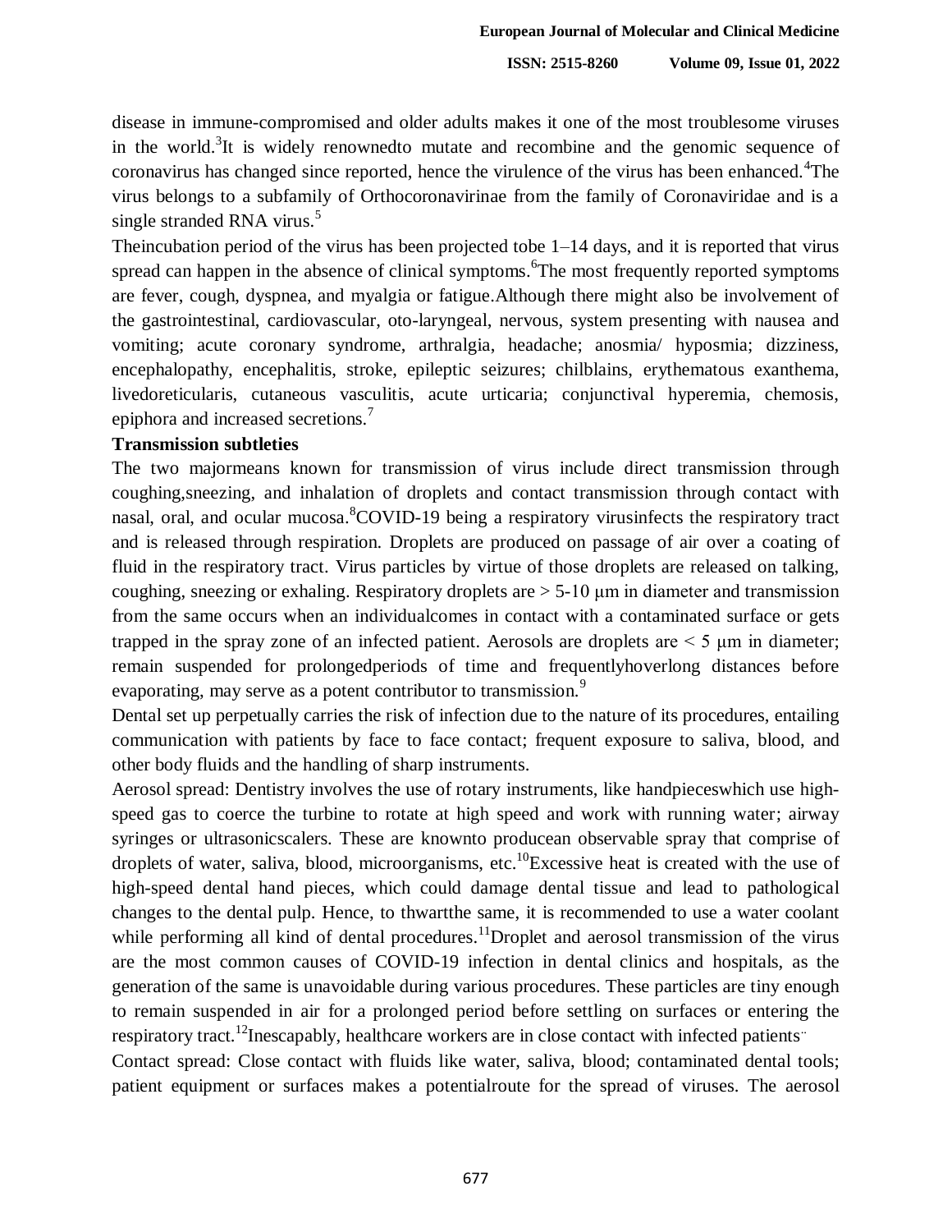disease in immune-compromised and older adults makes it one of the most troublesome viruses in the world.[3]It is widely renownedto mutate and recombine and the genomic sequence of coronavirus has changed since reported, hence the virulence of the virus has been enhanced.[4]The virus belongs to a subfamily of Orthocoronavirinae from the family of Coronaviridae and is a single stranded RNA virus.[5]

Theincubation period of the virus has been projected tobe 1–14 days, and it is reported that virus spread can happen in the absence of clinical symptoms.[6]The most frequently reported symptoms are fever, cough, dyspnea, and myalgia or fatigue.Although there might also be involvement of the gastrointestinal, cardiovascular, oto-laryngeal, nervous, system presenting with nausea and vomiting; acute coronary syndrome, arthralgia, headache; anosmia/ hyposmia; dizziness, encephalopathy, encephalitis, stroke, epileptic seizures; chilblains, erythematous exanthema, livedoreticularis, cutaneous vasculitis, acute urticaria; conjunctival hyperemia, chemosis, epiphora and increased secretions.[7]

**Transmission subtleties**

The two majormeans known for transmission of virus include direct transmission through coughing,sneezing, and inhalation of droplets and contact transmission through contact with nasal, oral, and ocular mucosa.[8]COVID-19 being a respiratory virusinfects the respiratory tract and is released through respiration. Droplets are produced on passage of air over a coating of fluid in the respiratory tract. Virus particles by virtue of those droplets are released on talking, coughing, sneezing or exhaling. Respiratory droplets are > 5-10 μm in diameter and transmission from the same occurs when an individualcomes in contact with a contaminated surface or gets trapped in the spray zone of an infected patient. Aerosols are droplets are < 5 μm in diameter; remain suspended for prolongedperiods of time and frequentlyhoverlong distances before evaporating, may serve as a potent contributor to transmission.[9]

Dental set up perpetually carries the risk of infection due to the nature of its procedures, entailing communication with patients by face to face contact; frequent exposure to saliva, blood, and other body fluids and the handling of sharp instruments.

Aerosol spread: Dentistry involves the use of rotary instruments, like handpieceswhich use high-speed gas to coerce the turbine to rotate at high speed and work with running water; airway syringes or ultrasonicscalers. These are knownto producean observable spray that comprise of droplets of water, saliva, blood, microorganisms, etc.[10]Excessive heat is created with the use of high-speed dental hand pieces, which could damage dental tissue and lead to pathological changes to the dental pulp. Hence, to thwartthe same, it is recommended to use a water coolant while performing all kind of dental procedures.[11]Droplet and aerosol transmission of the virus are the most common causes of COVID-19 infection in dental clinics and hospitals, as the generation of the same is unavoidable during various procedures. These particles are tiny enough to remain suspended in air for a prolonged period before settling on surfaces or entering the respiratory tract.[12]Inescapably, healthcare workers are in close contact with infected patients..

Contact spread: Close contact with fluids like water, saliva, blood; contaminated dental tools; patient equipment or surfaces makes a potentialroute for the spread of viruses. The aerosol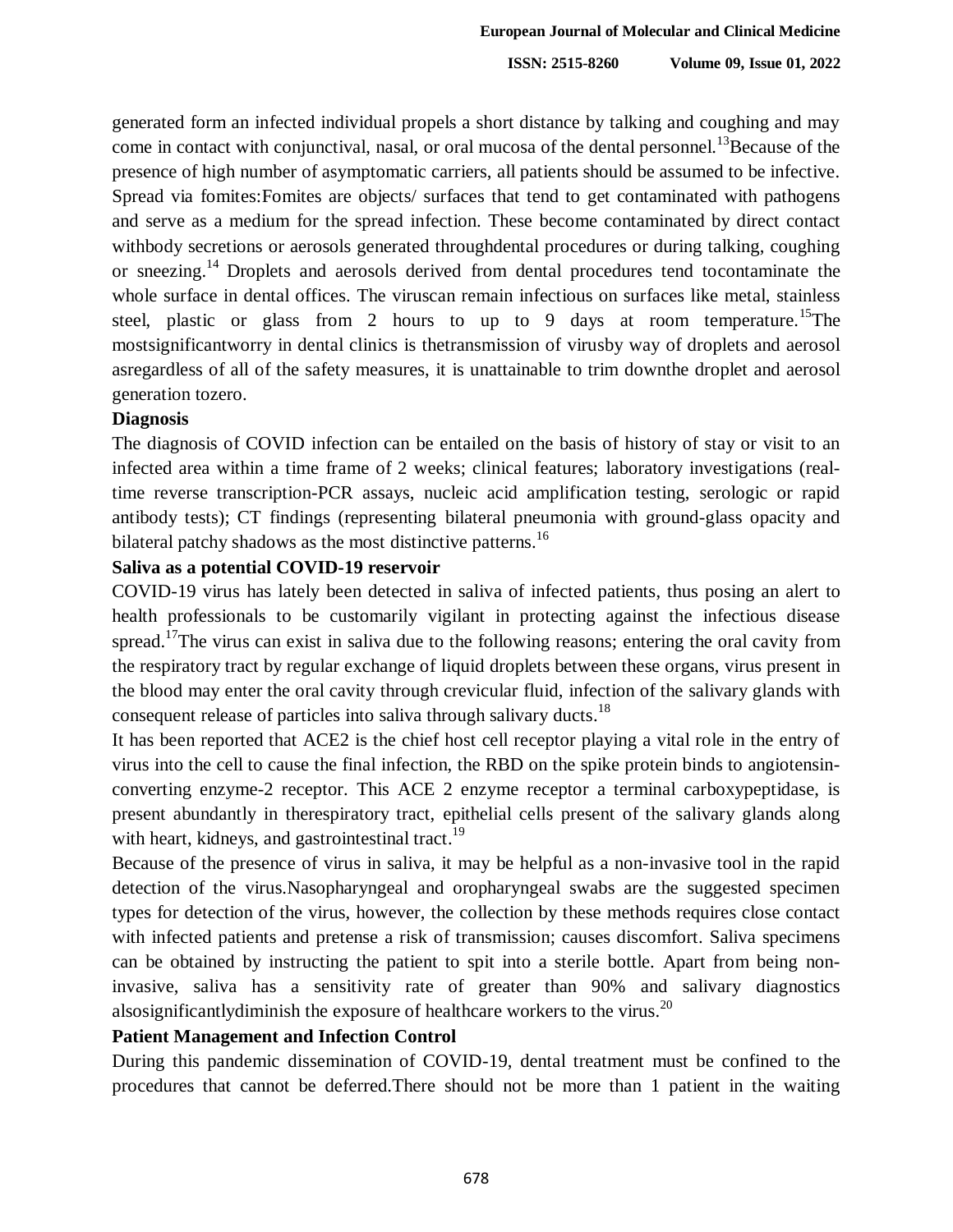generated form an infected individual propels a short distance by talking and coughing and may come in contact with conjunctival, nasal, or oral mucosa of the dental personnel.[13]Because of the presence of high number of asymptomatic carriers, all patients should be assumed to be infective. Spread via fomites:Fomites are objects/ surfaces that tend to get contaminated with pathogens and serve as a medium for the spread infection. These become contaminated by direct contact withbody secretions or aerosols generated throughdental procedures or during talking, coughing or sneezing.[14] Droplets and aerosols derived from dental procedures tend tocontaminate the whole surface in dental offices. The viruscan remain infectious on surfaces like metal, stainless steel, plastic or glass from 2 hours to up to 9 days at room temperature.[15]The mostsignificantworry in dental clinics is thetransmission of virusby way of droplets and aerosol asregardless of all of the safety measures, it is unattainable to trim downthe droplet and aerosol generation tozero.

**Diagnosis**

The diagnosis of COVID infection can be entailed on the basis of history of stay or visit to an infected area within a time frame of 2 weeks; clinical features; laboratory investigations (real-time reverse transcription-PCR assays, nucleic acid amplification testing, serologic or rapid antibody tests); CT findings (representing bilateral pneumonia with ground-glass opacity and bilateral patchy shadows as the most distinctive patterns.[16]

**Saliva as a potential COVID-19 reservoir**

COVID-19 virus has lately been detected in saliva of infected patients, thus posing an alert to health professionals to be customarily vigilant in protecting against the infectious disease spread.[17]The virus can exist in saliva due to the following reasons; entering the oral cavity from the respiratory tract by regular exchange of liquid droplets between these organs, virus present in the blood may enter the oral cavity through crevicular fluid, infection of the salivary glands with consequent release of particles into saliva through salivary ducts.[18]

It has been reported that ACE2 is the chief host cell receptor playing a vital role in the entry of virus into the cell to cause the final infection, the RBD on the spike protein binds to angiotensin-converting enzyme-2 receptor. This ACE 2 enzyme receptor a terminal carboxypeptidase, is present abundantly in therespiratory tract, epithelial cells present of the salivary glands along with heart, kidneys, and gastrointestinal tract.[19]

Because of the presence of virus in saliva, it may be helpful as a non-invasive tool in the rapid detection of the virus.Nasopharyngeal and oropharyngeal swabs are the suggested specimen types for detection of the virus, however, the collection by these methods requires close contact with infected patients and pretense a risk of transmission; causes discomfort. Saliva specimens can be obtained by instructing the patient to spit into a sterile bottle. Apart from being non-invasive, saliva has a sensitivity rate of greater than 90% and salivary diagnostics alsosignificantlydiminish the exposure of healthcare workers to the virus.[20]

**Patient Management and Infection Control**

During this pandemic dissemination of COVID-19, dental treatment must be confined to the procedures that cannot be deferred.There should not be more than 1 patient in the waiting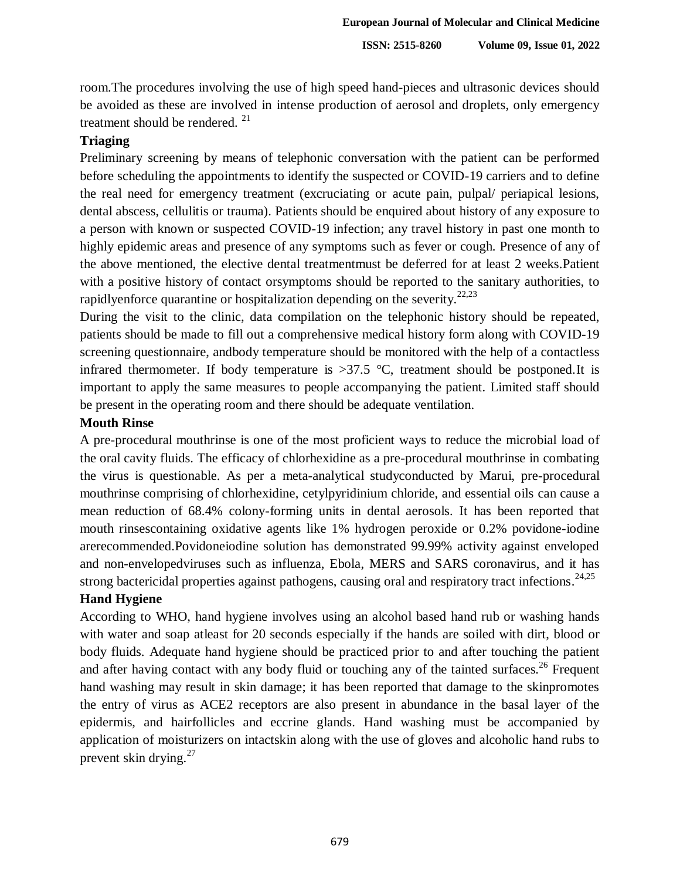room.The procedures involving the use of high speed hand-pieces and ultrasonic devices should be avoided as these are involved in intense production of aerosol and droplets, only emergency treatment should be rendered. [21]

**Triaging**

Preliminary screening by means of telephonic conversation with the patient can be performed before scheduling the appointments to identify the suspected or COVID-19 carriers and to define the real need for emergency treatment (excruciating or acute pain, pulpal/ periapical lesions, dental abscess, cellulitis or trauma). Patients should be enquired about history of any exposure to a person with known or suspected COVID-19 infection; any travel history in past one month to highly epidemic areas and presence of any symptoms such as fever or cough. Presence of any of the above mentioned, the elective dental treatmentmust be deferred for at least 2 weeks.Patient with a positive history of contact orsymptoms should be reported to the sanitary authorities, to rapidlyenforce quarantine or hospitalization depending on the severity.[22,23]

During the visit to the clinic, data compilation on the telephonic history should be repeated, patients should be made to fill out a comprehensive medical history form along with COVID-19 screening questionnaire, andbody temperature should be monitored with the help of a contactless infrared thermometer. If body temperature is >37.5 °C, treatment should be postponed.It is important to apply the same measures to people accompanying the patient. Limited staff should be present in the operating room and there should be adequate ventilation.

**Mouth Rinse**

A pre-procedural mouthrinse is one of the most proficient ways to reduce the microbial load of the oral cavity fluids. The efficacy of chlorhexidine as a pre-procedural mouthrinse in combating the virus is questionable. As per a meta-analytical studyconducted by Marui, pre-procedural mouthrinse comprising of chlorhexidine, cetylpyridinium chloride, and essential oils can cause a mean reduction of 68.4% colony-forming units in dental aerosols. It has been reported that mouth rinsescontaining oxidative agents like 1% hydrogen peroxide or 0.2% povidone-iodine arerecommended.Povidoneiodine solution has demonstrated 99.99% activity against enveloped and non-envelopedviruses such as influenza, Ebola, MERS and SARS coronavirus, and it has strong bactericidal properties against pathogens, causing oral and respiratory tract infections.[24,25]

**Hand Hygiene**

According to WHO, hand hygiene involves using an alcohol based hand rub or washing hands with water and soap atleast for 20 seconds especially if the hands are soiled with dirt, blood or body fluids. Adequate hand hygiene should be practiced prior to and after touching the patient and after having contact with any body fluid or touching any of the tainted surfaces.[26] Frequent hand washing may result in skin damage; it has been reported that damage to the skinpromotes the entry of virus as ACE2 receptors are also present in abundance in the basal layer of the epidermis, and hairfollicles and eccrine glands. Hand washing must be accompanied by application of moisturizers on intactskin along with the use of gloves and alcoholic hand rubs to prevent skin drying.[27]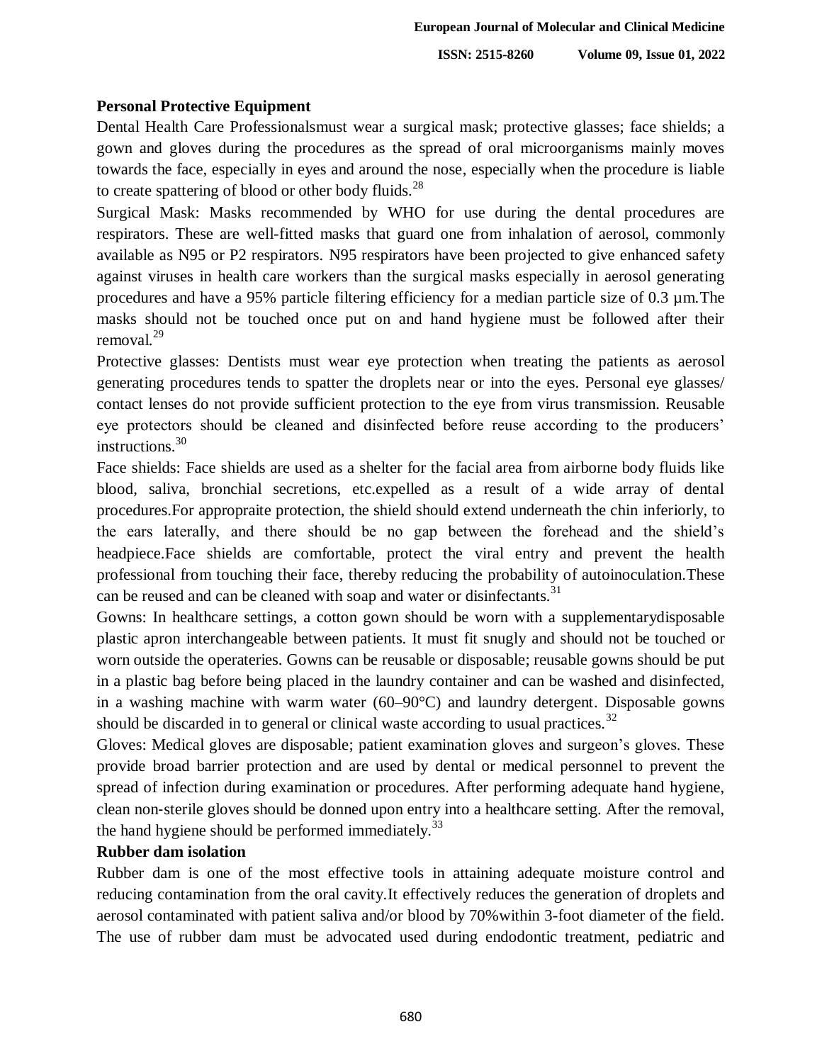**Personal Protective Equipment**

Dental Health Care Professionalsmust wear a surgical mask; protective glasses; face shields; a gown and gloves during the procedures as the spread of oral microorganisms mainly moves towards the face, especially in eyes and around the nose, especially when the procedure is liable to create spattering of blood or other body fluids.[28]

Surgical Mask: Masks recommended by WHO for use during the dental procedures are respirators. These are well-fitted masks that guard one from inhalation of aerosol, commonly available as N95 or P2 respirators. N95 respirators have been projected to give enhanced safety against viruses in health care workers than the surgical masks especially in aerosol generating procedures and have a 95% particle filtering efficiency for a median particle size of 0.3 µm.The masks should not be touched once put on and hand hygiene must be followed after their removal.[29]

Protective glasses: Dentists must wear eye protection when treating the patients as aerosol generating procedures tends to spatter the droplets near or into the eyes. Personal eye glasses/ contact lenses do not provide sufficient protection to the eye from virus transmission. Reusable eye protectors should be cleaned and disinfected before reuse according to the producers' instructions.[30]

Face shields: Face shields are used as a shelter for the facial area from airborne body fluids like blood, saliva, bronchial secretions, etc.expelled as a result of a wide array of dental procedures.For appropraite protection, the shield should extend underneath the chin inferiorly, to the ears laterally, and there should be no gap between the forehead and the shield's headpiece.Face shields are comfortable, protect the viral entry and prevent the health professional from touching their face, thereby reducing the probability of autoinoculation.These can be reused and can be cleaned with soap and water or disinfectants.[31]

Gowns: In healthcare settings, a cotton gown should be worn with a supplementarydisposable plastic apron interchangeable between patients. It must fit snugly and should not be touched or worn outside the operateries. Gowns can be reusable or disposable; reusable gowns should be put in a plastic bag before being placed in the laundry container and can be washed and disinfected, in a washing machine with warm water (60–90°C) and laundry detergent. Disposable gowns should be discarded in to general or clinical waste according to usual practices.[32]

Gloves: Medical gloves are disposable; patient examination gloves and surgeon's gloves. These provide broad barrier protection and are used by dental or medical personnel to prevent the spread of infection during examination or procedures. After performing adequate hand hygiene, clean non-sterile gloves should be donned upon entry into a healthcare setting. After the removal, the hand hygiene should be performed immediately.[33]

**Rubber dam isolation**

Rubber dam is one of the most effective tools in attaining adequate moisture control and reducing contamination from the oral cavity.It effectively reduces the generation of droplets and aerosol contaminated with patient saliva and/or blood by 70%within 3-foot diameter of the field. The use of rubber dam must be advocated used during endodontic treatment, pediatric and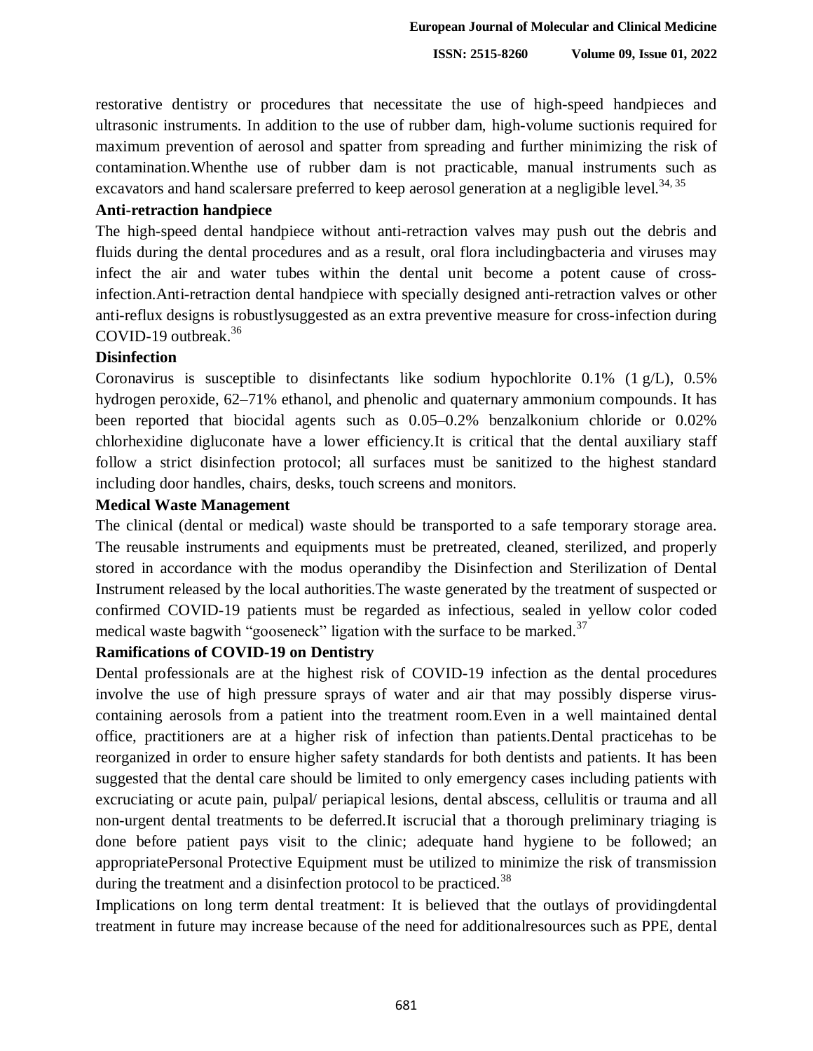restorative dentistry or procedures that necessitate the use of high-speed handpieces and ultrasonic instruments. In addition to the use of rubber dam, high-volume suctionis required for maximum prevention of aerosol and spatter from spreading and further minimizing the risk of contamination.Whenthe use of rubber dam is not practicable, manual instruments such as excavators and hand scalersare preferred to keep aerosol generation at a negligible level.[34, 35]

**Anti-retraction handpiece**

The high-speed dental handpiece without anti-retraction valves may push out the debris and fluids during the dental procedures and as a result, oral flora includingbacteria and viruses may infect the air and water tubes within the dental unit become a potent cause of cross-infection.Anti-retraction dental handpiece with specially designed anti-retraction valves or other anti-reflux designs is robustlysuggested as an extra preventive measure for cross-infection during COVID-19 outbreak.[36]

**Disinfection**

Coronavirus is susceptible to disinfectants like sodium hypochlorite 0.1% (1 g/L), 0.5% hydrogen peroxide, 62–71% ethanol, and phenolic and quaternary ammonium compounds. It has been reported that biocidal agents such as 0.05–0.2% benzalkonium chloride or 0.02% chlorhexidine digluconate have a lower efficiency.It is critical that the dental auxiliary staff follow a strict disinfection protocol; all surfaces must be sanitized to the highest standard including door handles, chairs, desks, touch screens and monitors.

**Medical Waste Management**

The clinical (dental or medical) waste should be transported to a safe temporary storage area. The reusable instruments and equipments must be pretreated, cleaned, sterilized, and properly stored in accordance with the modus operandiby the Disinfection and Sterilization of Dental Instrument released by the local authorities.The waste generated by the treatment of suspected or confirmed COVID-19 patients must be regarded as infectious, sealed in yellow color coded medical waste bagwith "gooseneck" ligation with the surface to be marked.[37]

**Ramifications of COVID-19 on Dentistry**

Dental professionals are at the highest risk of COVID-19 infection as the dental procedures involve the use of high pressure sprays of water and air that may possibly disperse virus-containing aerosols from a patient into the treatment room.Even in a well maintained dental office, practitioners are at a higher risk of infection than patients.Dental practicehas to be reorganized in order to ensure higher safety standards for both dentists and patients. It has been suggested that the dental care should be limited to only emergency cases including patients with excruciating or acute pain, pulpal/ periapical lesions, dental abscess, cellulitis or trauma and all non-urgent dental treatments to be deferred.It iscrucial that a thorough preliminary triaging is done before patient pays visit to the clinic; adequate hand hygiene to be followed; an appropriatePersonal Protective Equipment must be utilized to minimize the risk of transmission during the treatment and a disinfection protocol to be practiced.[38]

Implications on long term dental treatment: It is believed that the outlays of providingdental treatment in future may increase because of the need for additionalresources such as PPE, dental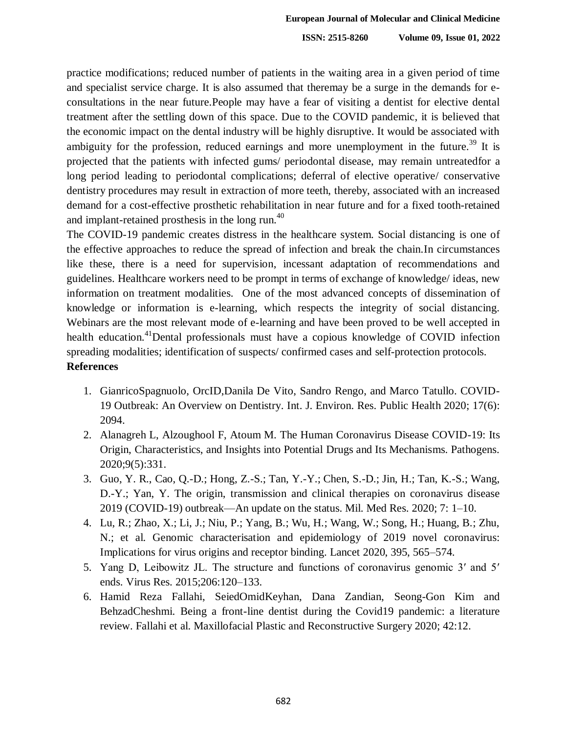practice modifications; reduced number of patients in the waiting area in a given period of time and specialist service charge. It is also assumed that theremay be a surge in the demands for e-consultations in the near future.People may have a fear of visiting a dentist for elective dental treatment after the settling down of this space. Due to the COVID pandemic, it is believed that the economic impact on the dental industry will be highly disruptive. It would be associated with ambiguity for the profession, reduced earnings and more unemployment in the future.[39] It is projected that the patients with infected gums/ periodontal disease, may remain untreatedfor a long period leading to periodontal complications; deferral of elective operative/ conservative dentistry procedures may result in extraction of more teeth, thereby, associated with an increased demand for a cost-effective prosthetic rehabilitation in near future and for a fixed tooth-retained and implant-retained prosthesis in the long run.[40]

The COVID-19 pandemic creates distress in the healthcare system. Social distancing is one of the effective approaches to reduce the spread of infection and break the chain.In circumstances like these, there is a need for supervision, incessant adaptation of recommendations and guidelines. Healthcare workers need to be prompt in terms of exchange of knowledge/ ideas, new information on treatment modalities. One of the most advanced concepts of dissemination of knowledge or information is e-learning, which respects the integrity of social distancing. Webinars are the most relevant mode of e-learning and have been proved to be well accepted in health education.[41]Dental professionals must have a copious knowledge of COVID infection spreading modalities; identification of suspects/ confirmed cases and self-protection protocols.

**References**

1. GianricoSpagnuolo, OrcID,Danila De Vito, Sandro Rengo, and Marco Tatullo. COVID-19 Outbreak: An Overview on Dentistry. Int. J. Environ. Res. Public Health 2020; 17(6): 2094.
2. Alanagreh L, Alzoughool F, Atoum M. The Human Coronavirus Disease COVID-19: Its Origin, Characteristics, and Insights into Potential Drugs and Its Mechanisms. Pathogens. 2020;9(5):331.
3. Guo, Y. R., Cao, Q.-D.; Hong, Z.-S.; Tan, Y.-Y.; Chen, S.-D.; Jin, H.; Tan, K.-S.; Wang, D.-Y.; Yan, Y. The origin, transmission and clinical therapies on coronavirus disease 2019 (COVID-19) outbreak—An update on the status. Mil. Med Res. 2020; 7: 1–10.
4. Lu, R.; Zhao, X.; Li, J.; Niu, P.; Yang, B.; Wu, H.; Wang, W.; Song, H.; Huang, B.; Zhu, N.; et al. Genomic characterisation and epidemiology of 2019 novel coronavirus: Implications for virus origins and receptor binding. Lancet 2020, 395, 565–574.
5. Yang D, Leibowitz JL. The structure and functions of coronavirus genomic 3′ and 5′ ends. Virus Res. 2015;206:120–133.
6. Hamid Reza Fallahi, SeiedOmidKeyhan, Dana Zandian, Seong-Gon Kim and BehzadCheshmi. Being a front-line dentist during the Covid19 pandemic: a literature review. Fallahi et al. Maxillofacial Plastic and Reconstructive Surgery 2020; 42:12.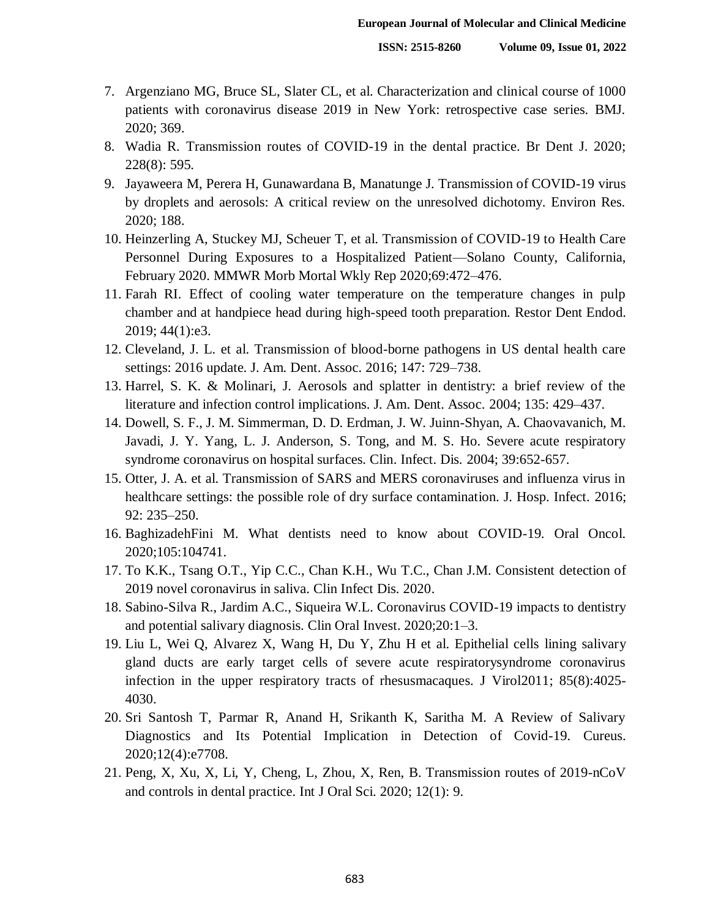7. Argenziano MG, Bruce SL, Slater CL, et al. Characterization and clinical course of 1000 patients with coronavirus disease 2019 in New York: retrospective case series. BMJ. 2020; 369.
8. Wadia R. Transmission routes of COVID-19 in the dental practice. Br Dent J. 2020; 228(8): 595.
9. Jayaweera M, Perera H, Gunawardana B, Manatunge J. Transmission of COVID-19 virus by droplets and aerosols: A critical review on the unresolved dichotomy. Environ Res. 2020; 188.
10. Heinzerling A, Stuckey MJ, Scheuer T, et al. Transmission of COVID-19 to Health Care Personnel During Exposures to a Hospitalized Patient—Solano County, California, February 2020. MMWR Morb Mortal Wkly Rep 2020;69:472–476.
11. Farah RI. Effect of cooling water temperature on the temperature changes in pulp chamber and at handpiece head during high-speed tooth preparation. Restor Dent Endod. 2019; 44(1):e3.
12. Cleveland, J. L. et al. Transmission of blood-borne pathogens in US dental health care settings: 2016 update. J. Am. Dent. Assoc. 2016; 147: 729–738.
13. Harrel, S. K. & Molinari, J. Aerosols and splatter in dentistry: a brief review of the literature and infection control implications. J. Am. Dent. Assoc. 2004; 135: 429–437.
14. Dowell, S. F., J. M. Simmerman, D. D. Erdman, J. W. Juinn-Shyan, A. Chaovavanich, M. Javadi, J. Y. Yang, L. J. Anderson, S. Tong, and M. S. Ho. Severe acute respiratory syndrome coronavirus on hospital surfaces. Clin. Infect. Dis. 2004; 39:652-657.
15. Otter, J. A. et al. Transmission of SARS and MERS coronaviruses and influenza virus in healthcare settings: the possible role of dry surface contamination. J. Hosp. Infect. 2016; 92: 235–250.
16. BaghizadehFini M. What dentists need to know about COVID-19. Oral Oncol. 2020;105:104741.
17. To K.K., Tsang O.T., Yip C.C., Chan K.H., Wu T.C., Chan J.M. Consistent detection of 2019 novel coronavirus in saliva. Clin Infect Dis. 2020.
18. Sabino-Silva R., Jardim A.C., Siqueira W.L. Coronavirus COVID-19 impacts to dentistry and potential salivary diagnosis. Clin Oral Invest. 2020;20:1–3.
19. Liu L, Wei Q, Alvarez X, Wang H, Du Y, Zhu H et al. Epithelial cells lining salivary gland ducts are early target cells of severe acute respiratorysyndrome coronavirus infection in the upper respiratory tracts of rhesusmacaques. J Virol2011; 85(8):4025-4030.
20. Sri Santosh T, Parmar R, Anand H, Srikanth K, Saritha M. A Review of Salivary Diagnostics and Its Potential Implication in Detection of Covid-19. Cureus. 2020;12(4):e7708.
21. Peng, X, Xu, X, Li, Y, Cheng, L, Zhou, X, Ren, B. Transmission routes of 2019-nCoV and controls in dental practice. Int J Oral Sci. 2020; 12(1): 9.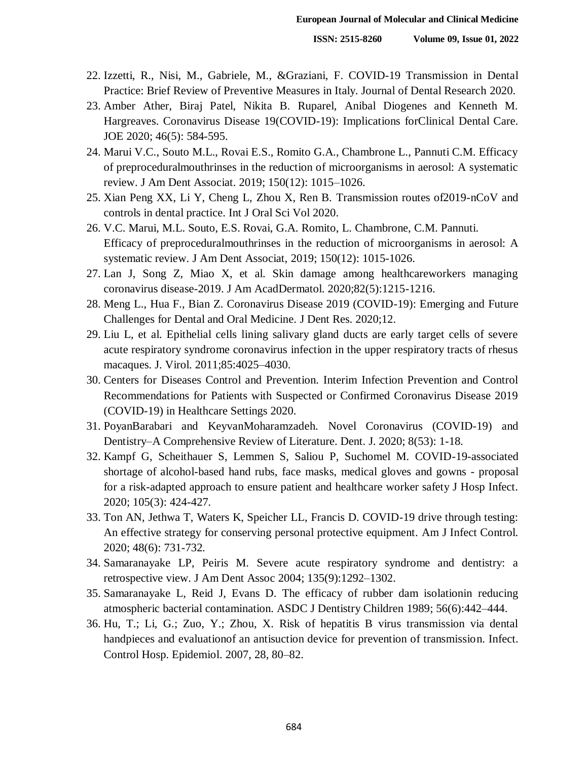22. Izzetti, R., Nisi, M., Gabriele, M., &Graziani, F. COVID-19 Transmission in Dental Practice: Brief Review of Preventive Measures in Italy. Journal of Dental Research 2020.
23. Amber Ather, Biraj Patel, Nikita B. Ruparel, Anibal Diogenes and Kenneth M. Hargreaves. Coronavirus Disease 19(COVID-19): Implications forClinical Dental Care. JOE 2020; 46(5): 584-595.
24. Marui V.C., Souto M.L., Rovai E.S., Romito G.A., Chambrone L., Pannuti C.M. Efficacy of preproceduralmouthrinses in the reduction of microorganisms in aerosol: A systematic review. J Am Dent Associat. 2019; 150(12): 1015–1026.
25. Xian Peng XX, Li Y, Cheng L, Zhou X, Ren B. Transmission routes of2019-nCoV and controls in dental practice. Int J Oral Sci Vol 2020.
26. V.C. Marui, M.L. Souto, E.S. Rovai, G.A. Romito, L. Chambrone, C.M. Pannuti. Efficacy of preproceduralmouthrinses in the reduction of microorganisms in aerosol: A systematic review. J Am Dent Associat, 2019; 150(12): 1015-1026.
27. Lan J, Song Z, Miao X, et al. Skin damage among healthcareworkers managing coronavirus disease-2019. J Am AcadDermatol. 2020;82(5):1215-1216.
28. Meng L., Hua F., Bian Z. Coronavirus Disease 2019 (COVID-19): Emerging and Future Challenges for Dental and Oral Medicine. J Dent Res. 2020;12.
29. Liu L, et al. Epithelial cells lining salivary gland ducts are early target cells of severe acute respiratory syndrome coronavirus infection in the upper respiratory tracts of rhesus macaques. J. Virol. 2011;85:4025–4030.
30. Centers for Diseases Control and Prevention. Interim Infection Prevention and Control Recommendations for Patients with Suspected or Confirmed Coronavirus Disease 2019 (COVID-19) in Healthcare Settings 2020.
31. PoyanBarabari and KeyvanMoharamzadeh. Novel Coronavirus (COVID-19) and Dentistry–A Comprehensive Review of Literature. Dent. J. 2020; 8(53): 1-18.
32. Kampf G, Scheithauer S, Lemmen S, Saliou P, Suchomel M. COVID-19-associated shortage of alcohol-based hand rubs, face masks, medical gloves and gowns - proposal for a risk-adapted approach to ensure patient and healthcare worker safety J Hosp Infect. 2020; 105(3): 424-427.
33. Ton AN, Jethwa T, Waters K, Speicher LL, Francis D. COVID-19 drive through testing: An effective strategy for conserving personal protective equipment. Am J Infect Control. 2020; 48(6): 731-732.
34. Samaranayake LP, Peiris M. Severe acute respiratory syndrome and dentistry: a retrospective view. J Am Dent Assoc 2004; 135(9):1292–1302.
35. Samaranayake L, Reid J, Evans D. The efficacy of rubber dam isolationin reducing atmospheric bacterial contamination. ASDC J Dentistry Children 1989; 56(6):442–444.
36. Hu, T.; Li, G.; Zuo, Y.; Zhou, X. Risk of hepatitis B virus transmission via dental handpieces and evaluationof an antisuction device for prevention of transmission. Infect. Control Hosp. Epidemiol. 2007, 28, 80–82.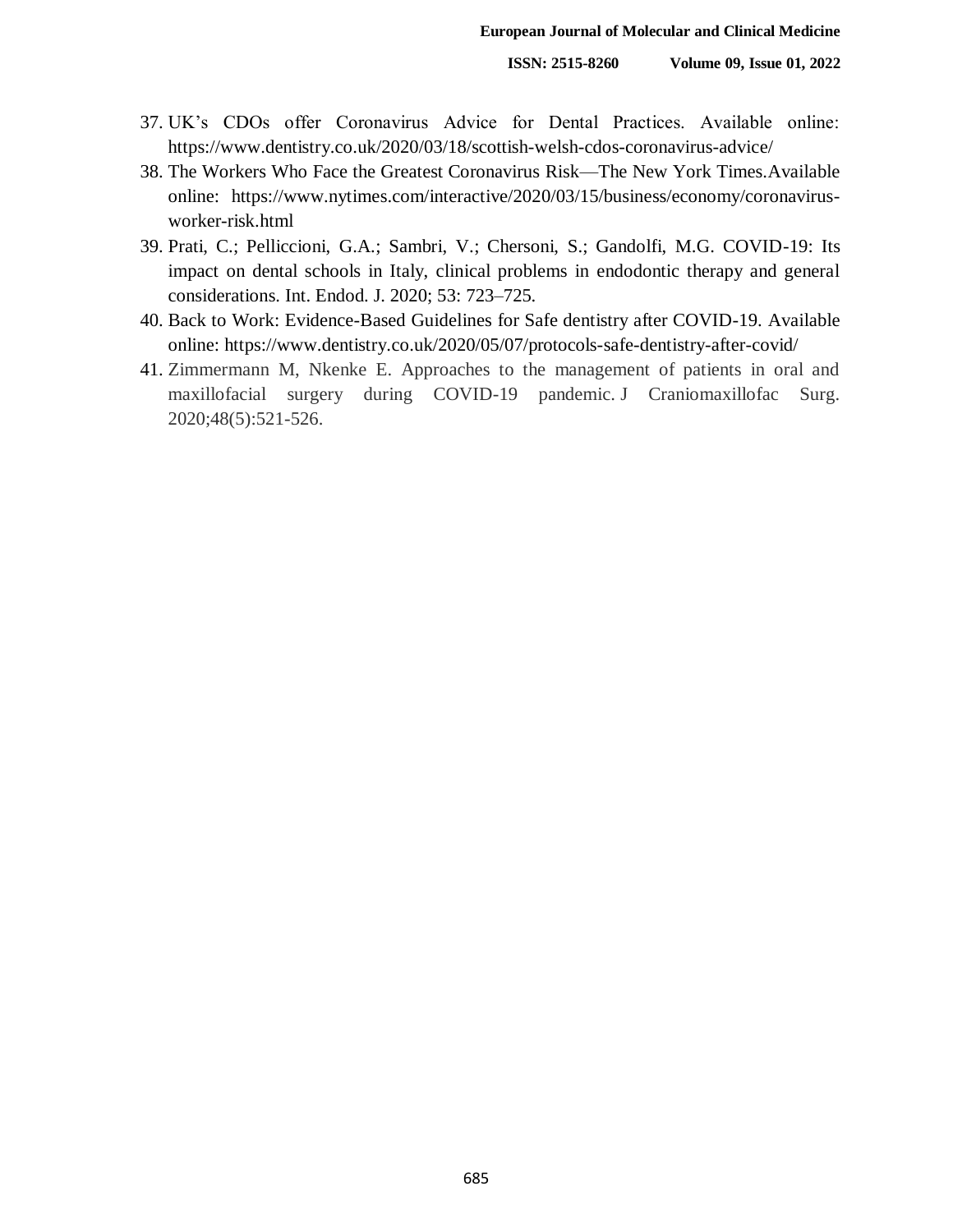37. UK's CDOs offer Coronavirus Advice for Dental Practices. Available online: https://www.dentistry.co.uk/2020/03/18/scottish-welsh-cdos-coronavirus-advice/
38. The Workers Who Face the Greatest Coronavirus Risk—The New York Times.Available online: https://www.nytimes.com/interactive/2020/03/15/business/economy/coronavirus-worker-risk.html
39. Prati, C.; Pelliccioni, G.A.; Sambri, V.; Chersoni, S.; Gandolfi, M.G. COVID-19: Its impact on dental schools in Italy, clinical problems in endodontic therapy and general considerations. Int. Endod. J. 2020; 53: 723–725.
40. Back to Work: Evidence-Based Guidelines for Safe dentistry after COVID-19. Available online: https://www.dentistry.co.uk/2020/05/07/protocols-safe-dentistry-after-covid/
41. Zimmermann M, Nkenke E. Approaches to the management of patients in oral and maxillofacial surgery during COVID-19 pandemic. J Craniomaxillofac Surg. 2020;48(5):521-526.